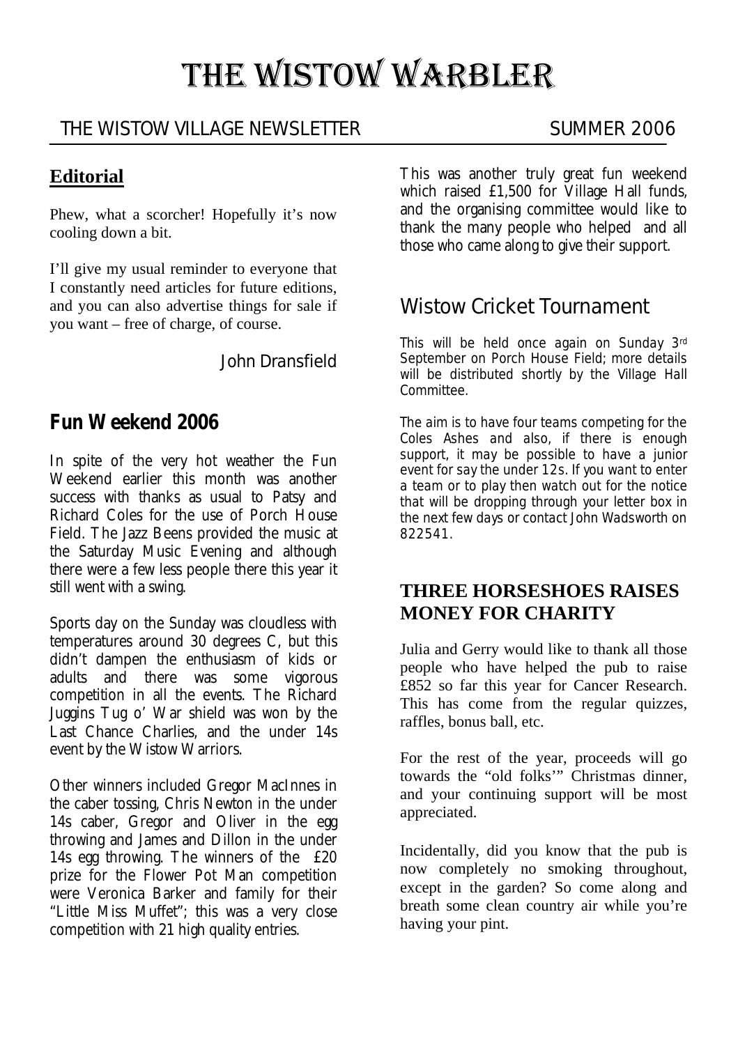# THE WISTOW WARBLER

THE WISTOW VILLAGE NEWSLETTER SUMMER 2006

## Editorial

Phew, what a scorcher! Hopefully it's now cooling down a bit.

I'll give my usual reminder to everyone that I constantly need articles for future editions, and you can also advertise things for sale if you want – free of charge, of course.

John Dransfield

## Fun Weekend 2006

In spite of the very hot weather the Fun Weekend earlier this month was another success with thanks as usual to Patsy and Richard Coles for the use of Porch House Field. The Jazz Beens provided the music at the Saturday Music Evening and although there were a few less people there this year it still went with a swing.

Sports day on the Sunday was cloudless with temperatures around 30 degrees C, but this didn't dampen the enthusiasm of kids or adults and there was some vigorous competition in all the events. The Richard Juggins Tug o' War shield was won by the Last Chance Charlies, and the under 14s event by the Wistow Warriors.

Other winners included Gregor MacInnes in the caber tossing, Chris Newton in the under 14s caber, Gregor and Oliver in the egg throwing and James and Dillon in the under 14s egg throwing. The winners of the £20 prize for the Flower Pot Man competition were Veronica Barker and family for their "Little Miss Muffet"; this was a very close competition with 21 high quality entries.

This was another truly great fun weekend which raised £1,500 for Village Hall funds, and the organising committee would like to thank the many people who helped and all those who came along to give their support.

## Wistow Cricket Tournament

This will be held once again on Sunday 3rd September on Porch House Field; more details will be distributed shortly by the Village Hall Committee.

The aim is to have four teams competing for the Coles Ashes and also, if there is enough support, it may be possible to have a junior event for say the under 12s. If you want to enter a team or to play then watch out for the notice that will be dropping through your letter box in the next few days or contact John Wadsworth on 822541.

## THREE HORSESHOES RAISES MONEY FOR CHARITY

Julia and Gerry would like to thank all those people who have helped the pub to raise £852 so far this year for Cancer Research. This has come from the regular quizzes, raffles, bonus ball, etc.

For the rest of the year, proceeds will go towards the "old folks'" Christmas dinner, and your continuing support will be most appreciated.

Incidentally, did you know that the pub is now completely no smoking throughout, except in the garden? So come along and breath some clean country air while you're having your pint.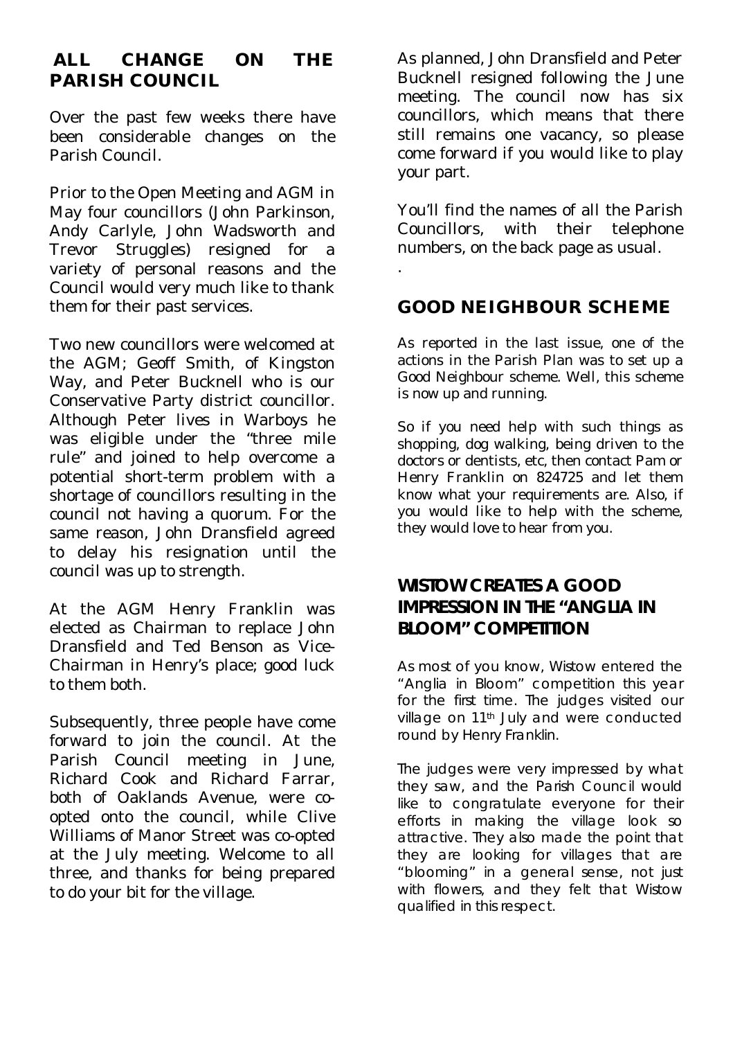## ALL CHANGE ON THE PARISH COUNCIL

Over the past few weeks there have been considerable changes on the Parish Council.

Prior to the Open Meeting and AGM in May four councillors (John Parkinson, Andy Carlyle, John Wadsworth and Trevor Struggles) resigned for a variety of personal reasons and the Council would very much like to thank them for their past services.

Two new councillors were welcomed at the AGM; Geoff Smith, of Kingston Way, and Peter Bucknell who is our Conservative Party district councillor. Although Peter lives in Warboys he was eligible under the "three mile rule" and joined to help overcome a potential short-term problem with a shortage of councillors resulting in the council not having a quorum. For the same reason, John Dransfield agreed to delay his resignation until the council was up to strength.

At the AGM Henry Franklin was elected as Chairman to replace John Dransfield and Ted Benson as Vice-Chairman in Henry's place; good luck to them both.

Subsequently, three people have come forward to join the council. At the Parish Council meeting in June, Richard Cook and Richard Farrar, both of Oaklands Avenue, were co-opted onto the council, while Clive Williams of Manor Street was co-opted at the July meeting. Welcome to all three, and thanks for being prepared to do your bit for the village.

As planned, John Dransfield and Peter Bucknell resigned following the June meeting. The council now has six councillors, which means that there still remains one vacancy, so please come forward if you would like to play your part.

You'll find the names of all the Parish Councillors, with their telephone numbers, on the back page as usual.

.

## GOOD NEIGHBOUR SCHEME

As reported in the last issue, one of the actions in the Parish Plan was to set up a Good Neighbour scheme. Well, this scheme is now up and running.

So if you need help with such things as shopping, dog walking, being driven to the doctors or dentists, etc, then contact Pam or Henry Franklin on 824725 and let them know what your requirements are. Also, if you would like to help with the scheme, they would love to hear from you.

## WISTOW CREATES A GOOD IMPRESSION IN THE "ANGLIA IN BLOOM" COMPETITION

As most of you know, Wistow entered the "Anglia in Bloom" competition this year for the first time. The judges visited our village on 11th July and were conducted round by Henry Franklin.

The judges were very impressed by what they saw, and the Parish Council would like to congratulate everyone for their efforts in making the village look so attractive. They also made the point that they are looking for villages that are "blooming" in a general sense, not just with flowers, and they felt that Wistow qualified in this respect.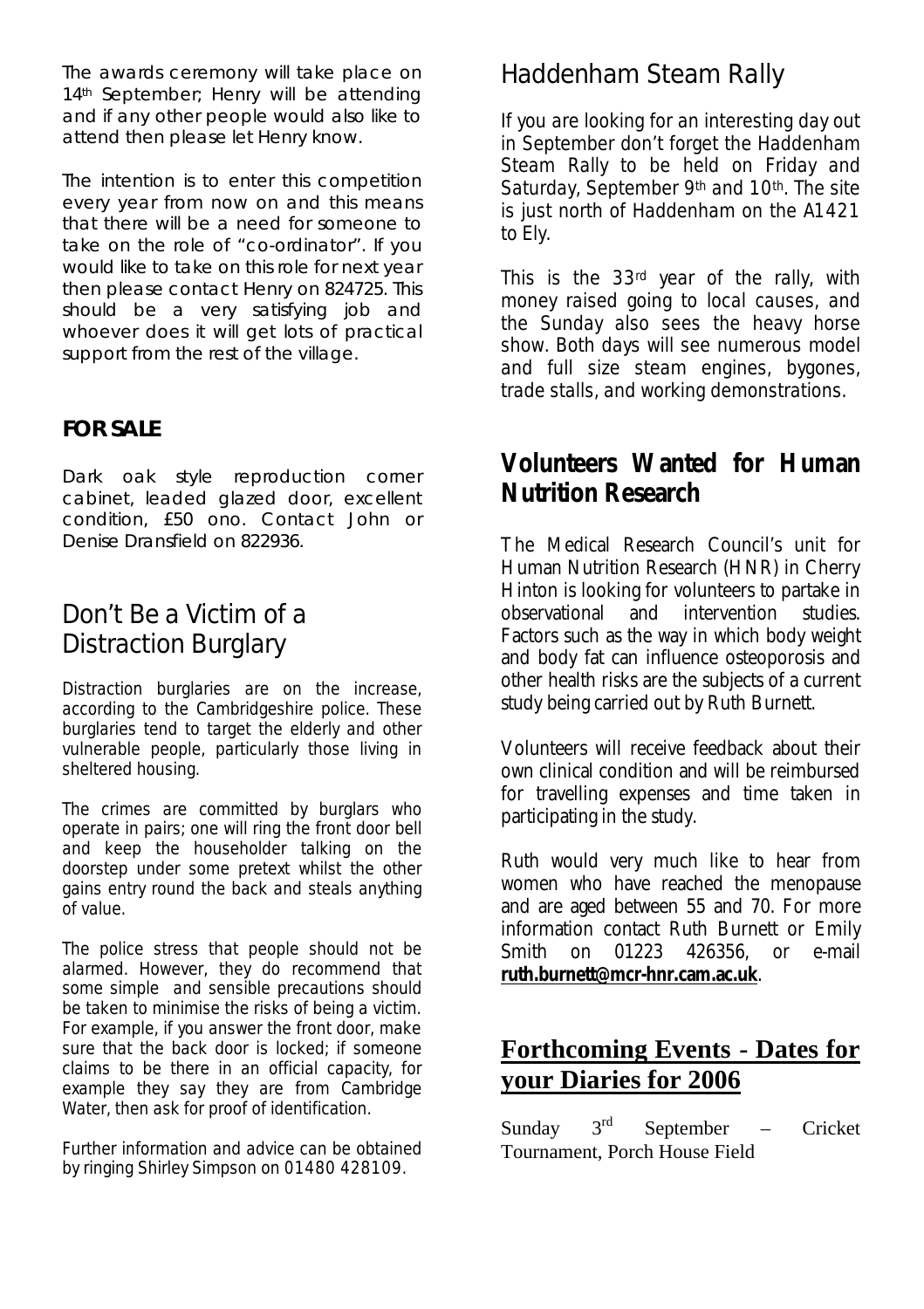The awards ceremony will take place on 14th September; Henry will be attending and if any other people would also like to attend then please let Henry know.

The intention is to enter this competition every year from now on and this means that there will be a need for someone to take on the role of "co-ordinator". If you would like to take on this role for next year then please contact Henry on 824725. This should be a very satisfying job and whoever does it will get lots of practical support from the rest of the village.

**FOR SALE**

Dark oak style reproduction corner cabinet, leaded glazed door, excellent condition, £50 ono. Contact John or Denise Dransfield on 822936.

## Don't Be a Victim of a Distraction Burglary

Distraction burglaries are on the increase, according to the Cambridgeshire police. These burglaries tend to target the elderly and other vulnerable people, particularly those living in sheltered housing.

The crimes are committed by burglars who operate in pairs; one will ring the front door bell and keep the householder talking on the doorstep under some pretext whilst the other gains entry round the back and steals anything of value.

The police stress that people should not be alarmed. However, they do recommend that some simple and sensible precautions should be taken to minimise the risks of being a victim. For example, if you answer the front door, make sure that the back door is locked; if someone claims to be there in an official capacity, for example they say they are from Cambridge Water, then ask for proof of identification.

Further information and advice can be obtained by ringing Shirley Simpson on 01480 428109.

## Haddenham Steam Rally

If you are looking for an interesting day out in September don't forget the Haddenham Steam Rally to be held on Friday and Saturday, September 9th and 10th. The site is just north of Haddenham on the A1421 to Ely.

This is the 33rd year of the rally, with money raised going to local causes, and the Sunday also sees the heavy horse show. Both days will see numerous model and full size steam engines, bygones, trade stalls, and working demonstrations.

## Volunteers Wanted for Human Nutrition Research

The Medical Research Council's unit for Human Nutrition Research (HNR) in Cherry Hinton is looking for volunteers to partake in observational and intervention studies. Factors such as the way in which body weight and body fat can influence osteoporosis and other health risks are the subjects of a current study being carried out by Ruth Burnett.

Volunteers will receive feedback about their own clinical condition and will be reimbursed for travelling expenses and time taken in participating in the study.

Ruth would very much like to hear from women who have reached the menopause and are aged between 55 and 70. For more information contact Ruth Burnett or Emily Smith on 01223 426356, or e-mail **ruth.burnett@mcr-hnr.cam.ac.uk**.

## Forthcoming Events - Dates for your Diaries for 2006

Sunday 3rd September – Cricket Tournament, Porch House Field